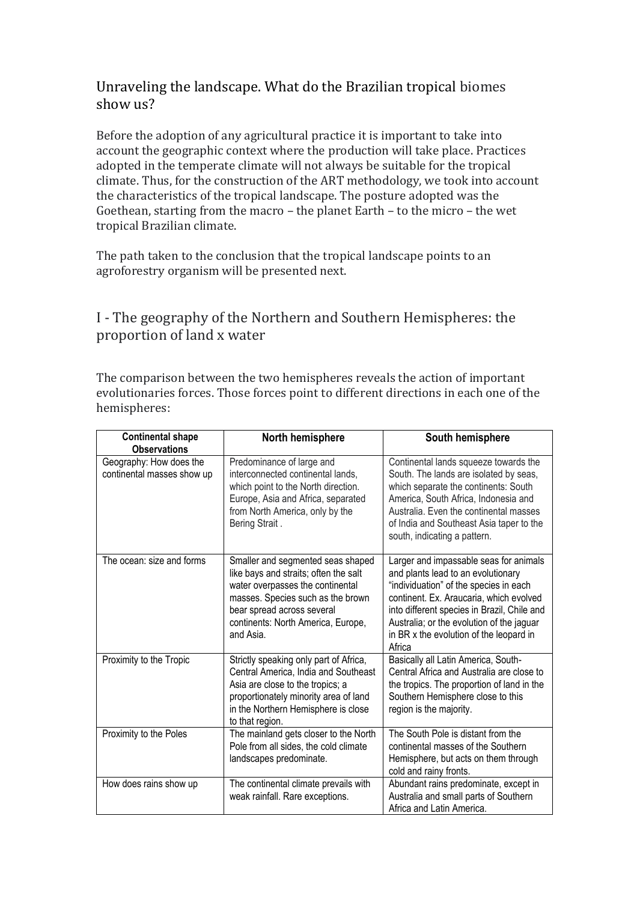# Unraveling the landscape. What do the Brazilian tropical biomes show us?

Before the adoption of any agricultural practice it is important to take into account the geographic context where the production will take place. Practices adopted in the temperate climate will not always be suitable for the tropical climate. Thus, for the construction of the ART methodology, we took into account the characteristics of the tropical landscape. The posture adopted was the Goethean, starting from the macro – the planet Earth – to the micro – the wet tropical Brazilian climate.

The path taken to the conclusion that the tropical landscape points to an agroforestry organism will be presented next.

## I - The geography of the Northern and Southern Hemispheres: the proportion of land x water

The comparison between the two hemispheres reveals the action of important evolutionaries forces. Those forces point to different directions in each one of the hemispheres:

| Continental shape Observations | North hemisphere | South hemisphere |
|---|---|---|
| Geography: How does the continental masses show up | Predominance of large and interconnected continental lands, which point to the North direction. Europe, Asia and Africa, separated from North America, only by the Bering Strait . | Continental lands squeeze towards the South. The lands are isolated by seas, which separate the continents: South America, South Africa, Indonesia and Australia. Even the continental masses of India and Southeast Asia taper to the south, indicating a pattern. |
| The ocean: size and forms | Smaller and segmented seas shaped like bays and straits; often the salt water overpasses the continental masses. Species such as the brown bear spread across several continents: North America, Europe, and Asia. | Larger and impassable seas for animals and plants lead to an evolutionary "individuation" of the species in each continent. Ex. Araucaria, which evolved into different species in Brazil, Chile and Australia; or the evolution of the jaguar in BR x the evolution of the leopard in Africa |
| Proximity to the Tropic | Strictly speaking only part of Africa, Central America, India and Southeast Asia are close to the tropics; a proportionately minority area of land in the Northern Hemisphere is close to that region. | Basically all Latin America, South-Central Africa and Australia are close to the tropics. The proportion of land in the Southern Hemisphere close to this region is the majority. |
| Proximity to the Poles | The mainland gets closer to the North Pole from all sides, the cold climate landscapes predominate. | The South Pole is distant from the continental masses of the Southern Hemisphere, but acts on them through cold and rainy fronts. |
| How does rains show up | The continental climate prevails with weak rainfall. Rare exceptions. | Abundant rains predominate, except in Australia and small parts of Southern Africa and Latin America. |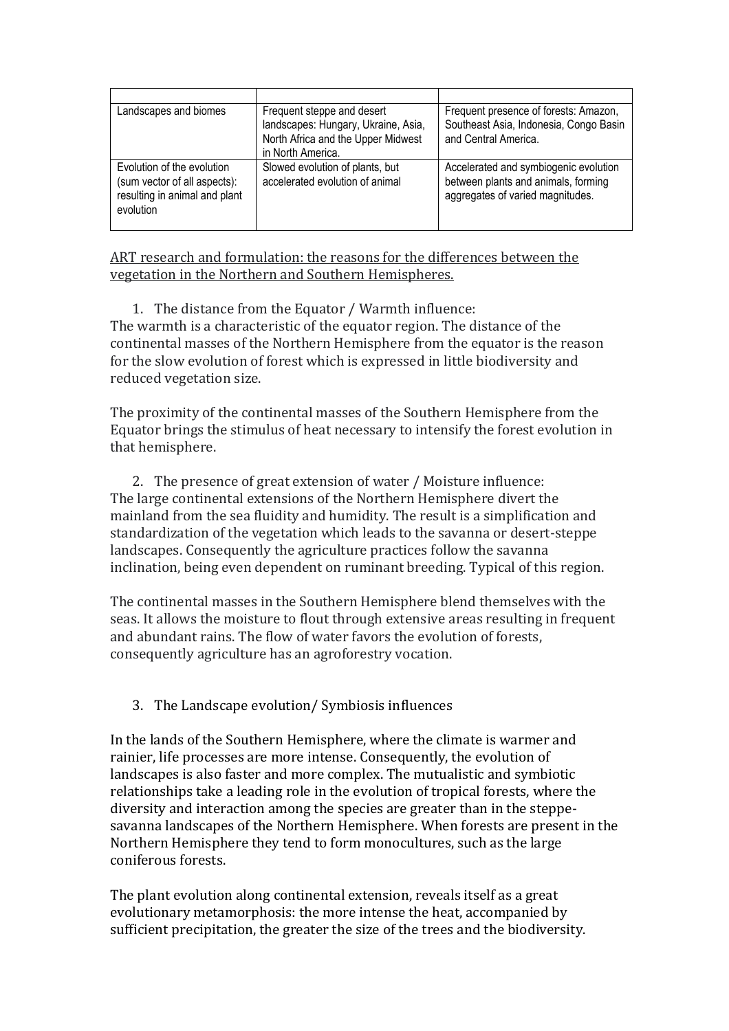| | | |
|---|---|---|
| Landscapes and biomes | Frequent steppe and desert landscapes: Hungary, Ukraine, Asia, North Africa and the Upper Midwest in North America. | Frequent presence of forests: Amazon, Southeast Asia, Indonesia, Congo Basin and Central America. |
| Evolution of the evolution (sum vector of all aspects): resulting in animal and plant evolution | Slowed evolution of plants, but accelerated evolution of animal | Accelerated and symbiogenic evolution between plants and animals, forming aggregates of varied magnitudes. |

<u>ART research and formulation: the reasons for the differences between the vegetation in the Northern and Southern Hemispheres.</u>

1. The distance from the Equator / Warmth influence:

The warmth is a characteristic of the equator region. The distance of the continental masses of the Northern Hemisphere from the equator is the reason for the slow evolution of forest which is expressed in little biodiversity and reduced vegetation size.

The proximity of the continental masses of the Southern Hemisphere from the Equator brings the stimulus of heat necessary to intensify the forest evolution in that hemisphere.

2. The presence of great extension of water / Moisture influence:

The large continental extensions of the Northern Hemisphere divert the mainland from the sea fluidity and humidity. The result is a simplification and standardization of the vegetation which leads to the savanna or desert-steppe landscapes. Consequently the agriculture practices follow the savanna inclination, being even dependent on ruminant breeding. Typical of this region.

The continental masses in the Southern Hemisphere blend themselves with the seas. It allows the moisture to flout through extensive areas resulting in frequent and abundant rains. The flow of water favors the evolution of forests, consequently agriculture has an agroforestry vocation.

3. The Landscape evolution/ Symbiosis influences

In the lands of the Southern Hemisphere, where the climate is warmer and rainier, life processes are more intense. Consequently, the evolution of landscapes is also faster and more complex. The mutualistic and symbiotic relationships take a leading role in the evolution of tropical forests, where the diversity and interaction among the species are greater than in the steppe-savanna landscapes of the Northern Hemisphere. When forests are present in the Northern Hemisphere they tend to form monocultures, such as the large coniferous forests.

The plant evolution along continental extension, reveals itself as a great evolutionary metamorphosis: the more intense the heat, accompanied by sufficient precipitation, the greater the size of the trees and the biodiversity.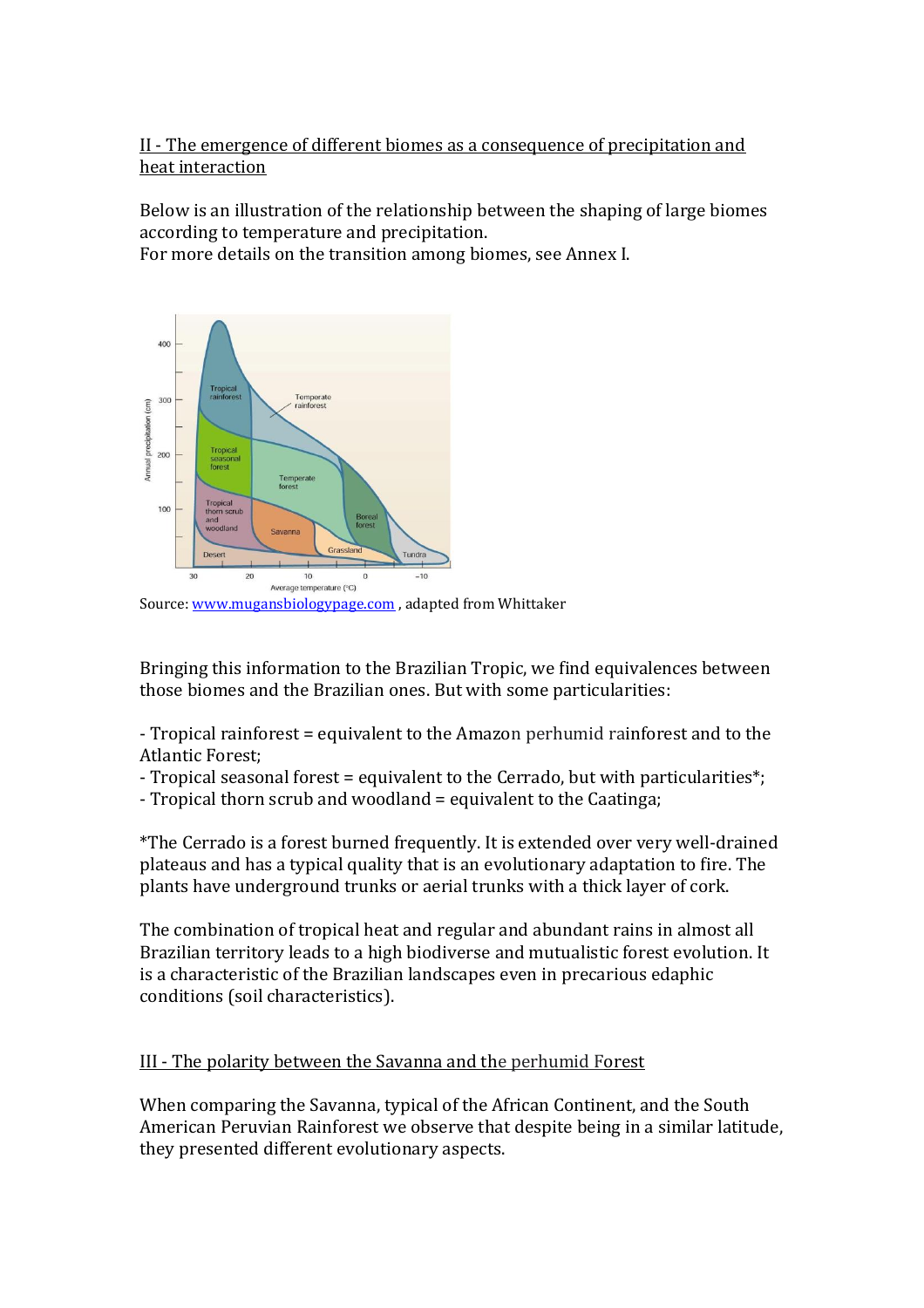## II - The emergence of different biomes as a consequence of precipitation and heat interaction

Below is an illustration of the relationship between the shaping of large biomes according to temperature and precipitation.
For more details on the transition among biomes, see Annex I.

Source: www.mugansbiologypage.com , adapted from Whittaker

Bringing this information to the Brazilian Tropic, we find equivalences between those biomes and the Brazilian ones. But with some particularities:

- Tropical rainforest = equivalent to the Amazon perhumid rainforest and to the Atlantic Forest;
- Tropical seasonal forest = equivalent to the Cerrado, but with particularities*;
- Tropical thorn scrub and woodland = equivalent to the Caatinga;

*The Cerrado is a forest burned frequently. It is extended over very well-drained plateaus and has a typical quality that is an evolutionary adaptation to fire. The plants have underground trunks or aerial trunks with a thick layer of cork.

The combination of tropical heat and regular and abundant rains in almost all Brazilian territory leads to a high biodiverse and mutualistic forest evolution. It is a characteristic of the Brazilian landscapes even in precarious edaphic conditions (soil characteristics).

## III - The polarity between the Savanna and the perhumid Forest

When comparing the Savanna, typical of the African Continent, and the South American Peruvian Rainforest we observe that despite being in a similar latitude, they presented different evolutionary aspects.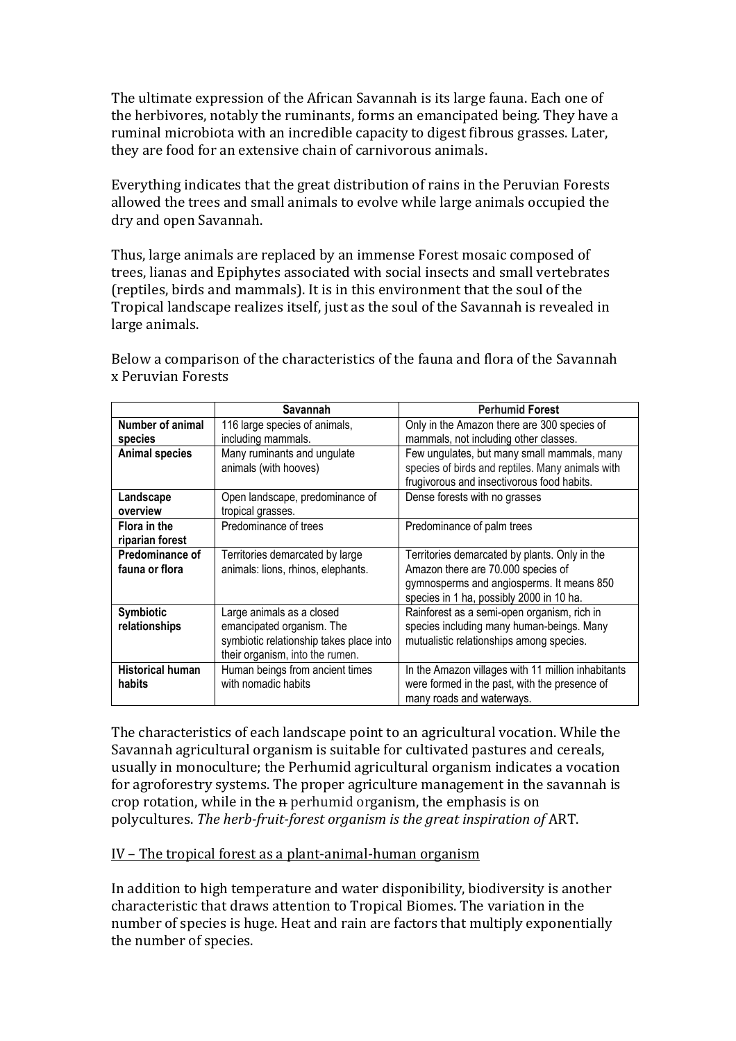The ultimate expression of the African Savannah is its large fauna. Each one of the herbivores, notably the ruminants, forms an emancipated being. They have a ruminal microbiota with an incredible capacity to digest fibrous grasses. Later, they are food for an extensive chain of carnivorous animals.

Everything indicates that the great distribution of rains in the Peruvian Forests allowed the trees and small animals to evolve while large animals occupied the dry and open Savannah.

Thus, large animals are replaced by an immense Forest mosaic composed of trees, lianas and Epiphytes associated with social insects and small vertebrates (reptiles, birds and mammals). It is in this environment that the soul of the Tropical landscape realizes itself, just as the soul of the Savannah is revealed in large animals.

Below a comparison of the characteristics of the fauna and flora of the Savannah x Peruvian Forests

| | **Savannah** | **Perhumid Forest** |
|---|---|---|
| **Number of animal species** | 116 large species of animals, including mammals. | Only in the Amazon there are 300 species of mammals, not including other classes. |
| **Animal species** | Many ruminants and ungulate animals (with hooves) | Few ungulates, but many small mammals, many species of birds and reptiles. Many animals with frugivorous and insectivorous food habits. |
| **Landscape overview** | Open landscape, predominance of tropical grasses. | Dense forests with no grasses |
| **Flora in the riparian forest** | Predominance of trees | Predominance of palm trees |
| **Predominance of fauna or flora** | Territories demarcated by large animals: lions, rhinos, elephants. | Territories demarcated by plants. Only in the Amazon there are 70.000 species of gymnosperms and angiosperms. It means 850 species in 1 ha, possibly 2000 in 10 ha. |
| **Symbiotic relationships** | Large animals as a closed emancipated organism. The symbiotic relationship takes place into their organism, into the rumen. | Rainforest as a semi-open organism, rich in species including many human-beings. Many mutualistic relationships among species. |
| **Historical human habits** | Human beings from ancient times with nomadic habits | In the Amazon villages with 11 million inhabitants were formed in the past, with the presence of many roads and waterways. |

The characteristics of each landscape point to an agricultural vocation. While the Savannah agricultural organism is suitable for cultivated pastures and cereals, usually in monoculture; the Perhumid agricultural organism indicates a vocation for agroforestry systems. The proper agriculture management in the savannah is crop rotation, while in the ~~n~~ perhumid organism, the emphasis is on polycultures. *The herb-fruit-forest organism is the great inspiration of* ART.

IV – The tropical forest as a plant-animal-human organism

In addition to high temperature and water disponibility, biodiversity is another characteristic that draws attention to Tropical Biomes. The variation in the number of species is huge. Heat and rain are factors that multiply exponentially the number of species.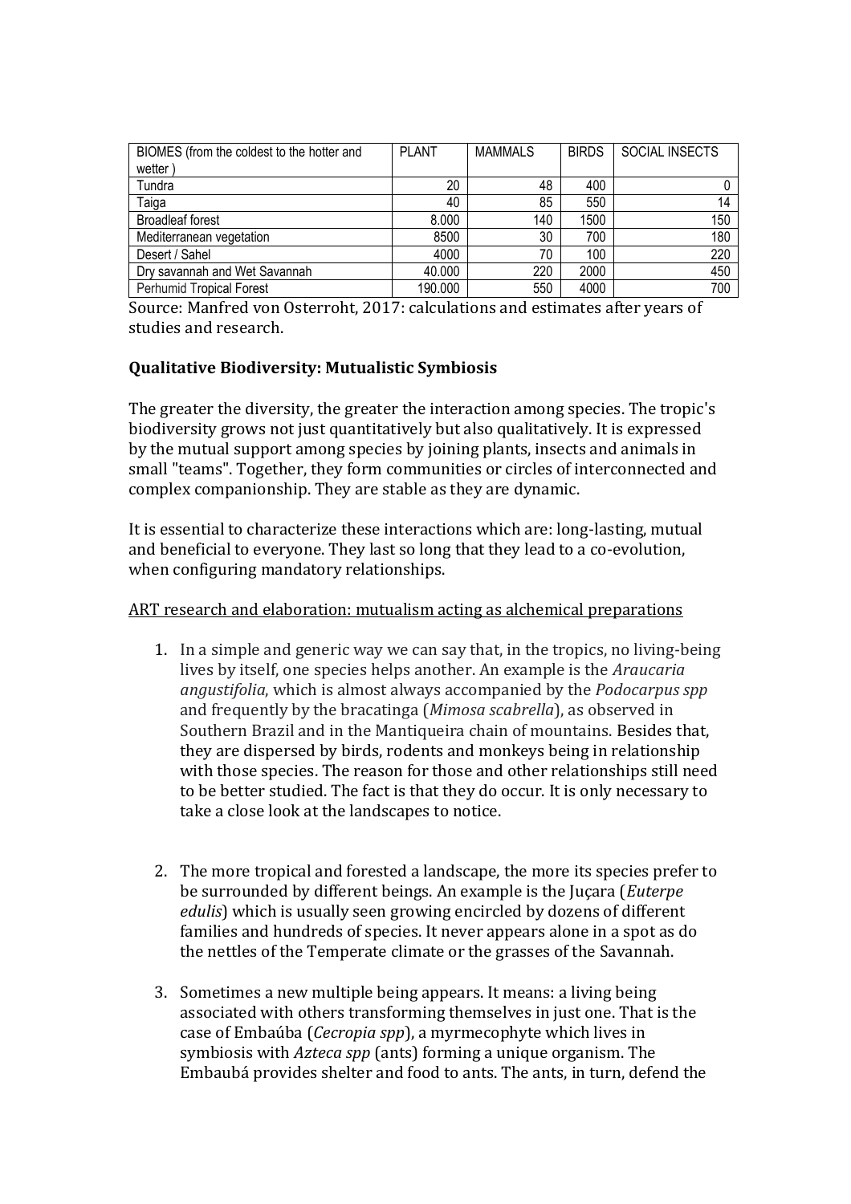| BIOMES (from the coldest to the hotter and wetter ) | PLANT | MAMMALS | BIRDS | SOCIAL INSECTS |
|---|---|---|---|---|
| Tundra | 20 | 48 | 400 | 0 |
| Taiga | 40 | 85 | 550 | 14 |
| Broadleaf forest | 8.000 | 140 | 1500 | 150 |
| Mediterranean vegetation | 8500 | 30 | 700 | 180 |
| Desert / Sahel | 4000 | 70 | 100 | 220 |
| Dry savannah and Wet Savannah | 40.000 | 220 | 2000 | 450 |
| Perhumid Tropical Forest | 190.000 | 550 | 4000 | 700 |

Source: Manfred von Osterroht, 2017: calculations and estimates after years of studies and research.

**Qualitative Biodiversity: Mutualistic Symbiosis**

The greater the diversity, the greater the interaction among species. The tropic's biodiversity grows not just quantitatively but also qualitatively. It is expressed by the mutual support among species by joining plants, insects and animals in small "teams". Together, they form communities or circles of interconnected and complex companionship. They are stable as they are dynamic.

It is essential to characterize these interactions which are: long-lasting, mutual and beneficial to everyone. They last so long that they lead to a co-evolution, when configuring mandatory relationships.

<u>ART research and elaboration: mutualism acting as alchemical preparations</u>

1. In a simple and generic way we can say that, in the tropics, no living-being lives by itself, one species helps another. An example is the *Araucaria angustifolia*, which is almost always accompanied by the *Podocarpus spp* and frequently by the bracatinga (*Mimosa scabrella*), as observed in Southern Brazil and in the Mantiqueira chain of mountains. Besides that, they are dispersed by birds, rodents and monkeys being in relationship with those species. The reason for those and other relationships still need to be better studied. The fact is that they do occur. It is only necessary to take a close look at the landscapes to notice.

2. The more tropical and forested a landscape, the more its species prefer to be surrounded by different beings. An example is the Juçara (*Euterpe edulis*) which is usually seen growing encircled by dozens of different families and hundreds of species. It never appears alone in a spot as do the nettles of the Temperate climate or the grasses of the Savannah.

3. Sometimes a new multiple being appears. It means: a living being associated with others transforming themselves in just one. That is the case of Embaúba (*Cecropia spp*), a myrmecophyte which lives in symbiosis with *Azteca spp* (ants) forming a unique organism. The Embaubá provides shelter and food to ants. The ants, in turn, defend the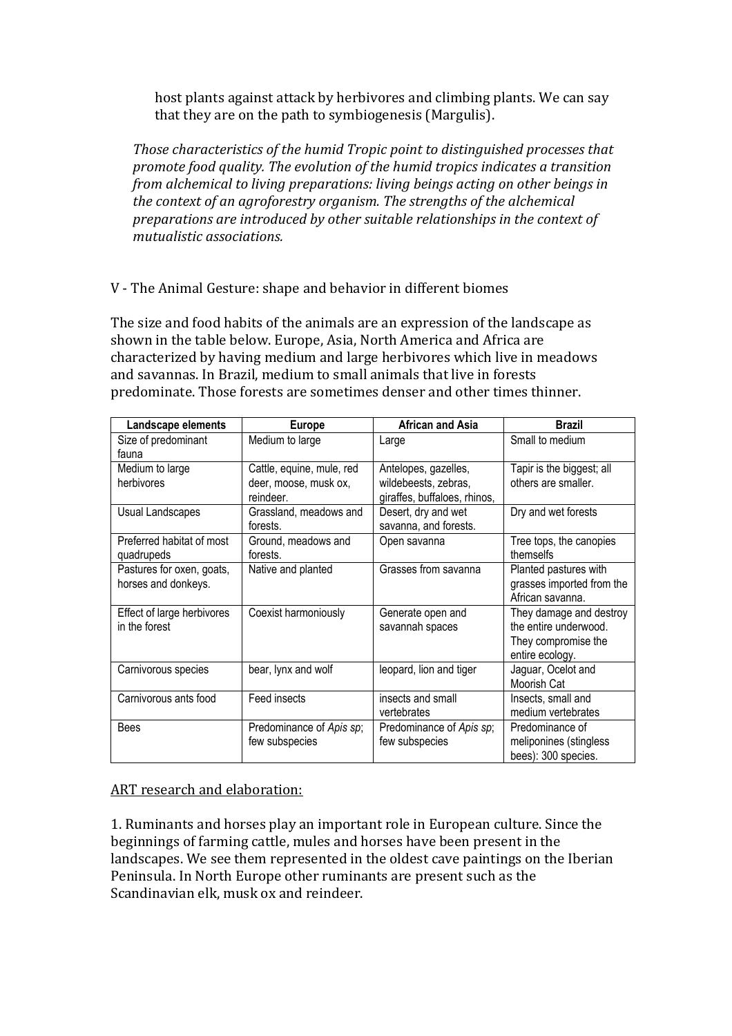host plants against attack by herbivores and climbing plants. We can say that they are on the path to symbiogenesis (Margulis).

*Those characteristics of the humid Tropic point to distinguished processes that promote food quality. The evolution of the humid tropics indicates a transition from alchemical to living preparations: living beings acting on other beings in the context of an agroforestry organism. The strengths of the alchemical preparations are introduced by other suitable relationships in the context of mutualistic associations.*

## V - The Animal Gesture: shape and behavior in different biomes

The size and food habits of the animals are an expression of the landscape as shown in the table below. Europe, Asia, North America and Africa are characterized by having medium and large herbivores which live in meadows and savannas. In Brazil, medium to small animals that live in forests predominate. Those forests are sometimes denser and other times thinner.

| Landscape elements | Europe | African and Asia | Brazil |
|---|---|---|---|
| Size of predominant fauna | Medium to large | Large | Small to medium |
| Medium to large herbivores | Cattle, equine, mule, red deer, moose, musk ox, reindeer. | Antelopes, gazelles, wildebeests, zebras, giraffes, buffaloes, rhinos, | Tapir is the biggest; all others are smaller. |
| Usual Landscapes | Grassland, meadows and forests. | Desert, dry and wet savanna, and forests. | Dry and wet forests |
| Preferred habitat of most quadrupeds | Ground, meadows and forests. | Open savanna | Tree tops, the canopies themselfs |
| Pastures for oxen, goats, horses and donkeys. | Native and planted | Grasses from savanna | Planted pastures with grasses imported from the African savanna. |
| Effect of large herbivores in the forest | Coexist harmoniously | Generate open and savannah spaces | They damage and destroy the entire underwood. They compromise the entire ecology. |
| Carnivorous species | bear, lynx and wolf | leopard, lion and tiger | Jaguar, Ocelot and Moorish Cat |
| Carnivorous ants food | Feed insects | insects and small vertebrates | Insects, small and medium vertebrates |
| Bees | Predominance of *Apis sp*; few subspecies | Predominance of *Apis sp*; few subspecies | Predominance of meliponines (stingless bees): 300 species. |

<u>ART research and elaboration:</u>

1. Ruminants and horses play an important role in European culture. Since the beginnings of farming cattle, mules and horses have been present in the landscapes. We see them represented in the oldest cave paintings on the Iberian Peninsula. In North Europe other ruminants are present such as the Scandinavian elk, musk ox and reindeer.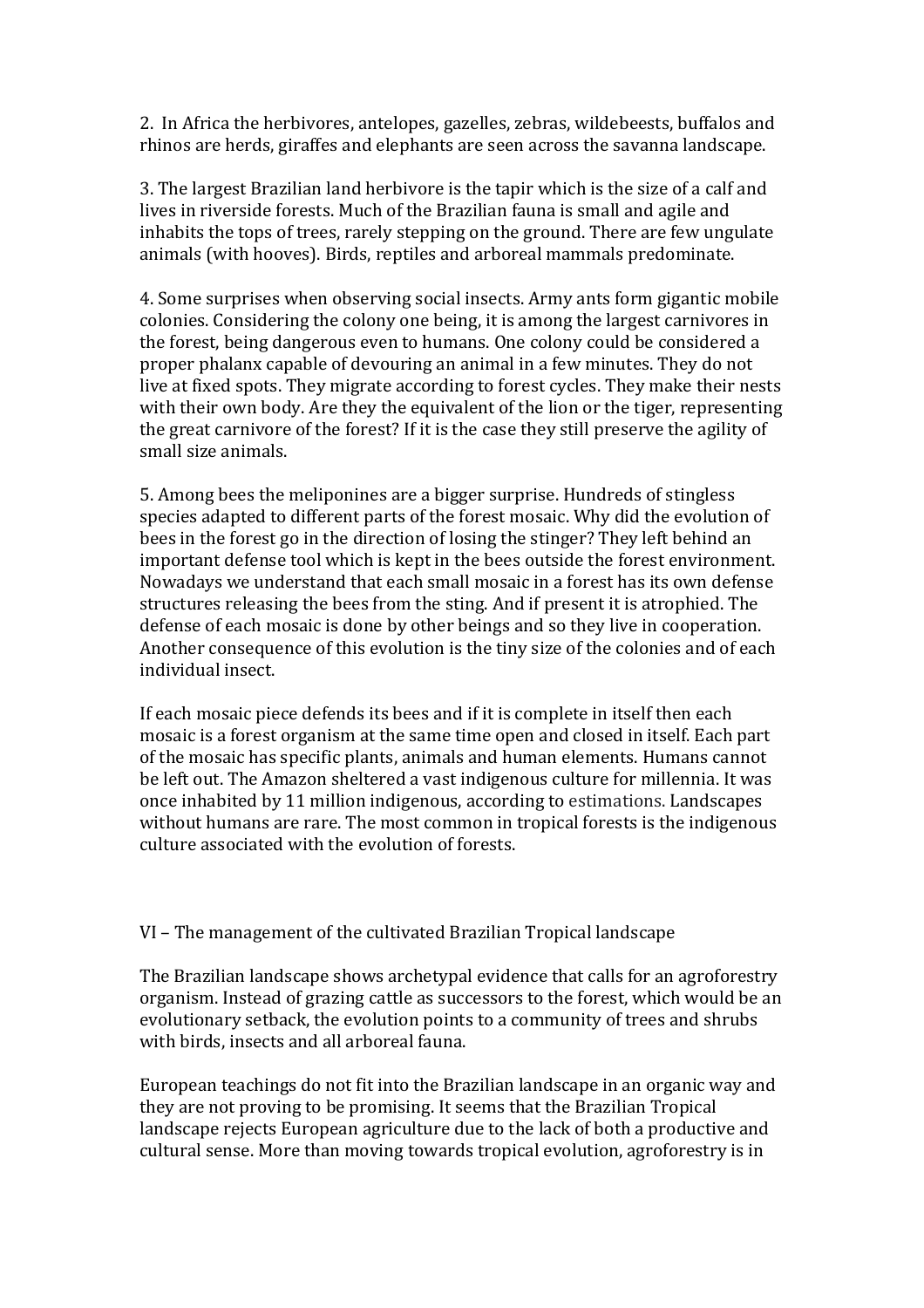2. In Africa the herbivores, antelopes, gazelles, zebras, wildebeests, buffalos and rhinos are herds, giraffes and elephants are seen across the savanna landscape.

3. The largest Brazilian land herbivore is the tapir which is the size of a calf and lives in riverside forests. Much of the Brazilian fauna is small and agile and inhabits the tops of trees, rarely stepping on the ground. There are few ungulate animals (with hooves). Birds, reptiles and arboreal mammals predominate.

4. Some surprises when observing social insects. Army ants form gigantic mobile colonies. Considering the colony one being, it is among the largest carnivores in the forest, being dangerous even to humans. One colony could be considered a proper phalanx capable of devouring an animal in a few minutes. They do not live at fixed spots. They migrate according to forest cycles. They make their nests with their own body. Are they the equivalent of the lion or the tiger, representing the great carnivore of the forest? If it is the case they still preserve the agility of small size animals.

5. Among bees the meliponines are a bigger surprise. Hundreds of stingless species adapted to different parts of the forest mosaic. Why did the evolution of bees in the forest go in the direction of losing the stinger? They left behind an important defense tool which is kept in the bees outside the forest environment. Nowadays we understand that each small mosaic in a forest has its own defense structures releasing the bees from the sting. And if present it is atrophied. The defense of each mosaic is done by other beings and so they live in cooperation. Another consequence of this evolution is the tiny size of the colonies and of each individual insect.

If each mosaic piece defends its bees and if it is complete in itself then each mosaic is a forest organism at the same time open and closed in itself. Each part of the mosaic has specific plants, animals and human elements. Humans cannot be left out. The Amazon sheltered a vast indigenous culture for millennia. It was once inhabited by 11 million indigenous, according to estimations. Landscapes without humans are rare. The most common in tropical forests is the indigenous culture associated with the evolution of forests.

## VI – The management of the cultivated Brazilian Tropical landscape

The Brazilian landscape shows archetypal evidence that calls for an agroforestry organism. Instead of grazing cattle as successors to the forest, which would be an evolutionary setback, the evolution points to a community of trees and shrubs with birds, insects and all arboreal fauna.

European teachings do not fit into the Brazilian landscape in an organic way and they are not proving to be promising. It seems that the Brazilian Tropical landscape rejects European agriculture due to the lack of both a productive and cultural sense. More than moving towards tropical evolution, agroforestry is in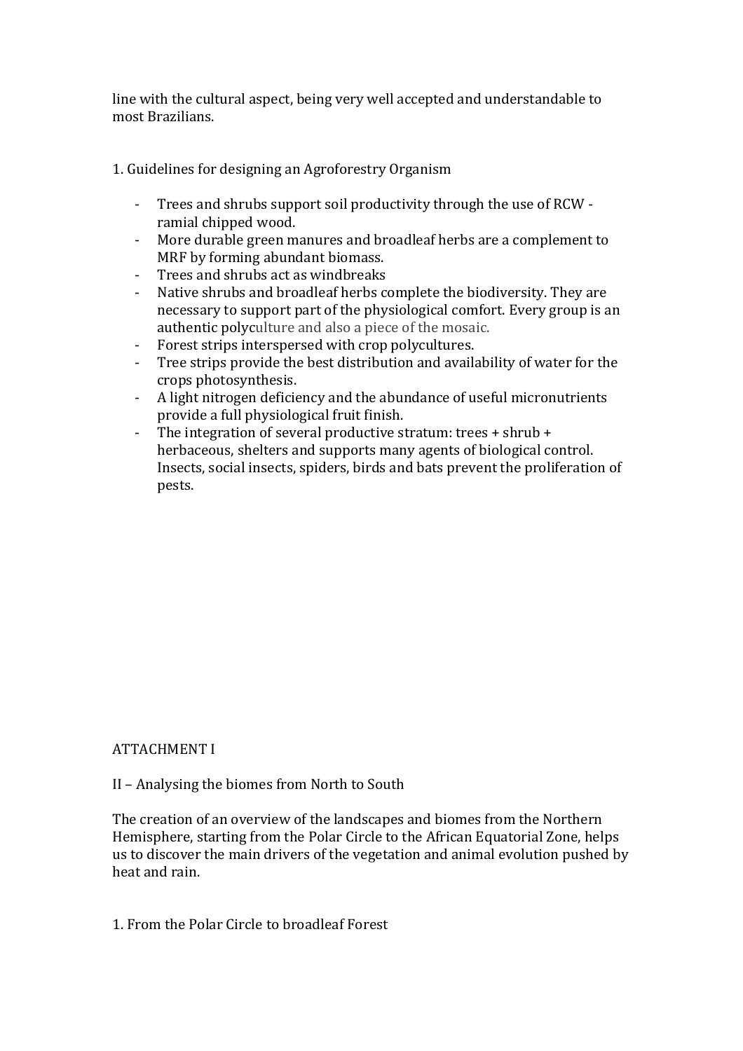line with the cultural aspect, being very well accepted and understandable to most Brazilians.

## 1. Guidelines for designing an Agroforestry Organism

- Trees and shrubs support soil productivity through the use of RCW - ramial chipped wood.
- More durable green manures and broadleaf herbs are a complement to MRF by forming abundant biomass.
- Trees and shrubs act as windbreaks
- Native shrubs and broadleaf herbs complete the biodiversity. They are necessary to support part of the physiological comfort. Every group is an authentic polyculture and also a piece of the mosaic.
- Forest strips interspersed with crop polycultures.
- Tree strips provide the best distribution and availability of water for the crops photosynthesis.
- A light nitrogen deficiency and the abundance of useful micronutrients provide a full physiological fruit finish.
- The integration of several productive stratum: trees + shrub + herbaceous, shelters and supports many agents of biological control. Insects, social insects, spiders, birds and bats prevent the proliferation of pests.

# ATTACHMENT I

## II – Analysing the biomes from North to South

The creation of an overview of the landscapes and biomes from the Northern Hemisphere, starting from the Polar Circle to the African Equatorial Zone, helps us to discover the main drivers of the vegetation and animal evolution pushed by heat and rain.

### 1. From the Polar Circle to broadleaf Forest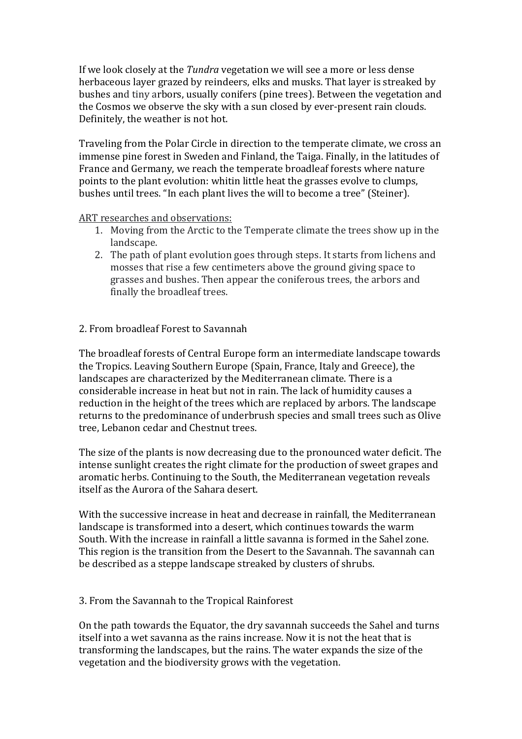If we look closely at the *Tundra* vegetation we will see a more or less dense herbaceous layer grazed by reindeers, elks and musks. That layer is streaked by bushes and tiny arbors, usually conifers (pine trees). Between the vegetation and the Cosmos we observe the sky with a sun closed by ever-present rain clouds. Definitely, the weather is not hot.

Traveling from the Polar Circle in direction to the temperate climate, we cross an immense pine forest in Sweden and Finland, the Taiga. Finally, in the latitudes of France and Germany, we reach the temperate broadleaf forests where nature points to the plant evolution: whitin little heat the grasses evolve to clumps, bushes until trees. "In each plant lives the will to become a tree" (Steiner).

<u>ART researches and observations:</u>

1. Moving from the Arctic to the Temperate climate the trees show up in the landscape.
2. The path of plant evolution goes through steps. It starts from lichens and mosses that rise a few centimeters above the ground giving space to grasses and bushes. Then appear the coniferous trees, the arbors and finally the broadleaf trees.

## 2. From broadleaf Forest to Savannah

The broadleaf forests of Central Europe form an intermediate landscape towards the Tropics. Leaving Southern Europe (Spain, France, Italy and Greece), the landscapes are characterized by the Mediterranean climate. There is a considerable increase in heat but not in rain. The lack of humidity causes a reduction in the height of the trees which are replaced by arbors. The landscape returns to the predominance of underbrush species and small trees such as Olive tree, Lebanon cedar and Chestnut trees.

The size of the plants is now decreasing due to the pronounced water deficit. The intense sunlight creates the right climate for the production of sweet grapes and aromatic herbs. Continuing to the South, the Mediterranean vegetation reveals itself as the Aurora of the Sahara desert.

With the successive increase in heat and decrease in rainfall, the Mediterranean landscape is transformed into a desert, which continues towards the warm South. With the increase in rainfall a little savanna is formed in the Sahel zone. This region is the transition from the Desert to the Savannah. The savannah can be described as a steppe landscape streaked by clusters of shrubs.

## 3. From the Savannah to the Tropical Rainforest

On the path towards the Equator, the dry savannah succeeds the Sahel and turns itself into a wet savanna as the rains increase. Now it is not the heat that is transforming the landscapes, but the rains. The water expands the size of the vegetation and the biodiversity grows with the vegetation.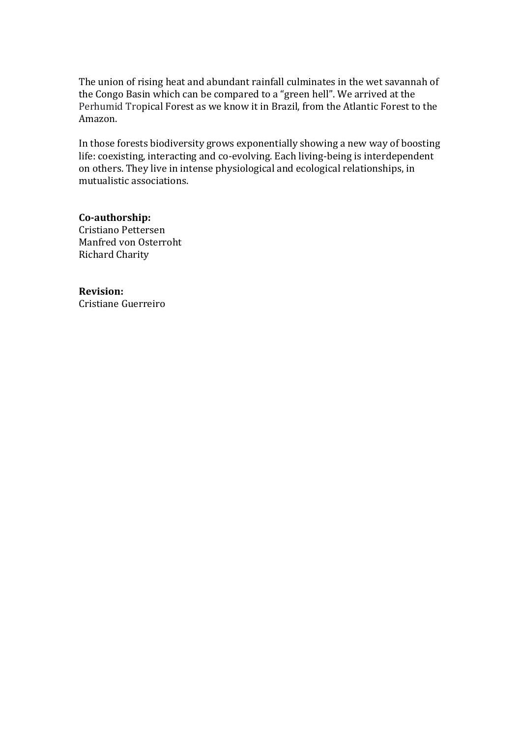The union of rising heat and abundant rainfall culminates in the wet savannah of the Congo Basin which can be compared to a "green hell". We arrived at the Perhumid Tropical Forest as we know it in Brazil, from the Atlantic Forest to the Amazon.

In those forests biodiversity grows exponentially showing a new way of boosting life: coexisting, interacting and co-evolving. Each living-being is interdependent on others. They live in intense physiological and ecological relationships, in mutualistic associations.

**Co-authorship:**
Cristiano Pettersen
Manfred von Osterroht
Richard Charity

**Revision:**
Cristiane Guerreiro